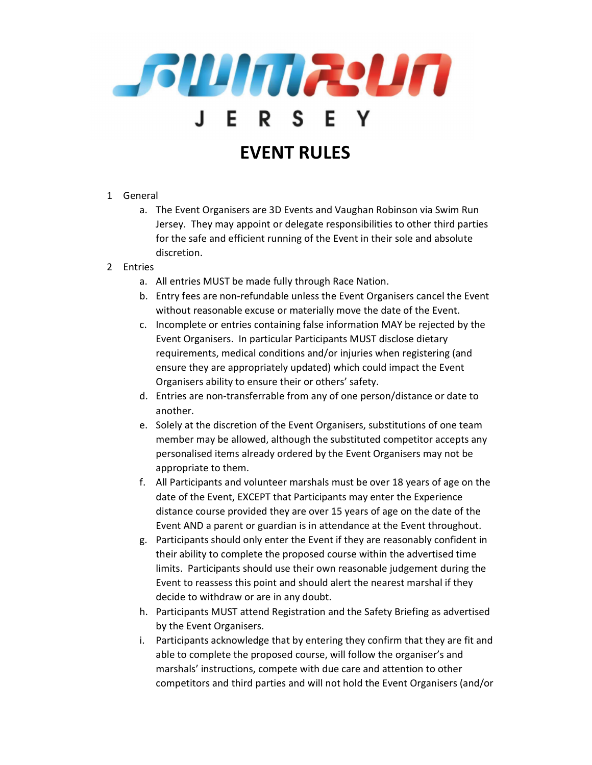# SWIM RUN JERSEY

# EVENT RULES

1. General
    a. The Event Organisers are 3D Events and Vaughan Robinson via Swim Run Jersey. They may appoint or delegate responsibilities to other third parties for the safe and efficient running of the Event in their sole and absolute discretion.
2. Entries
    a. All entries MUST be made fully through Race Nation.
    b. Entry fees are non-refundable unless the Event Organisers cancel the Event without reasonable excuse or materially move the date of the Event.
    c. Incomplete or entries containing false information MAY be rejected by the Event Organisers. In particular Participants MUST disclose dietary requirements, medical conditions and/or injuries when registering (and ensure they are appropriately updated) which could impact the Event Organisers ability to ensure their or others' safety.
    d. Entries are non-transferrable from any of one person/distance or date to another.
    e. Solely at the discretion of the Event Organisers, substitutions of one team member may be allowed, although the substituted competitor accepts any personalised items already ordered by the Event Organisers may not be appropriate to them.
    f. All Participants and volunteer marshals must be over 18 years of age on the date of the Event, EXCEPT that Participants may enter the Experience distance course provided they are over 15 years of age on the date of the Event AND a parent or guardian is in attendance at the Event throughout.
    g. Participants should only enter the Event if they are reasonably confident in their ability to complete the proposed course within the advertised time limits. Participants should use their own reasonable judgement during the Event to reassess this point and should alert the nearest marshal if they decide to withdraw or are in any doubt.
    h. Participants MUST attend Registration and the Safety Briefing as advertised by the Event Organisers.
    i. Participants acknowledge that by entering they confirm that they are fit and able to complete the proposed course, will follow the organiser's and marshals' instructions, compete with due care and attention to other competitors and third parties and will not hold the Event Organisers (and/or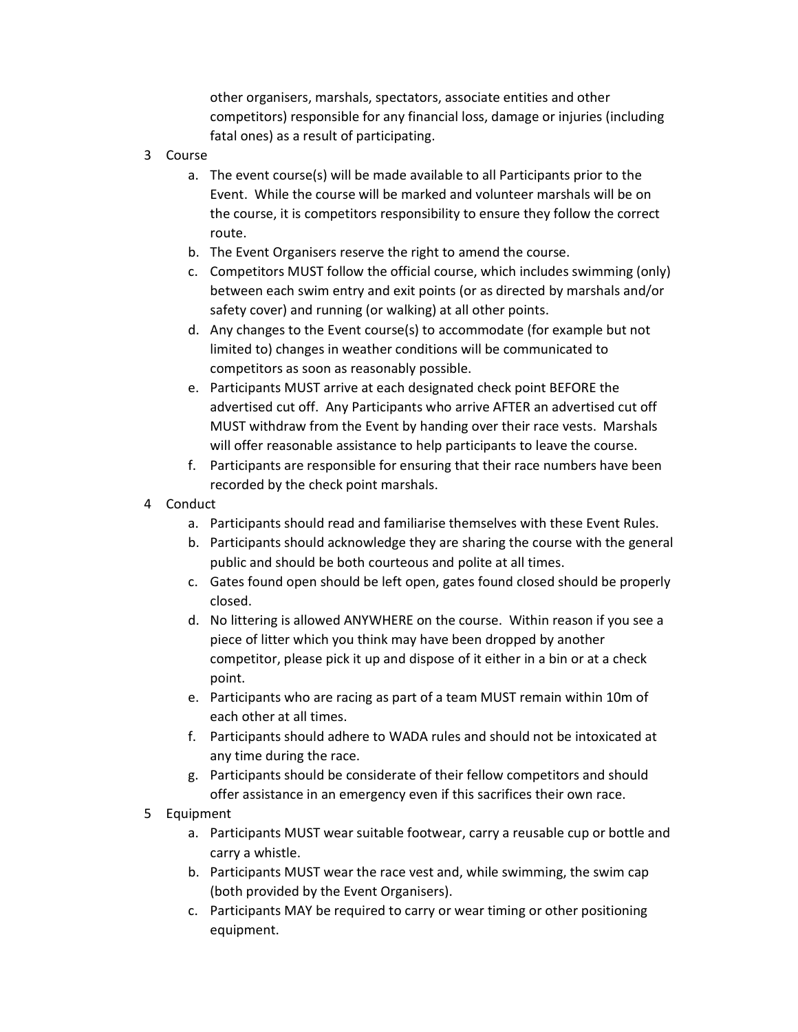other organisers, marshals, spectators, associate entities and other competitors) responsible for any financial loss, damage or injuries (including fatal ones) as a result of participating.

3 Course

   a. The event course(s) will be made available to all Participants prior to the Event. While the course will be marked and volunteer marshals will be on the course, it is competitors responsibility to ensure they follow the correct route.
   b. The Event Organisers reserve the right to amend the course.
   c. Competitors MUST follow the official course, which includes swimming (only) between each swim entry and exit points (or as directed by marshals and/or safety cover) and running (or walking) at all other points.
   d. Any changes to the Event course(s) to accommodate (for example but not limited to) changes in weather conditions will be communicated to competitors as soon as reasonably possible.
   e. Participants MUST arrive at each designated check point BEFORE the advertised cut off. Any Participants who arrive AFTER an advertised cut off MUST withdraw from the Event by handing over their race vests. Marshals will offer reasonable assistance to help participants to leave the course.
   f. Participants are responsible for ensuring that their race numbers have been recorded by the check point marshals.

4 Conduct

   a. Participants should read and familiarise themselves with these Event Rules.
   b. Participants should acknowledge they are sharing the course with the general public and should be both courteous and polite at all times.
   c. Gates found open should be left open, gates found closed should be properly closed.
   d. No littering is allowed ANYWHERE on the course. Within reason if you see a piece of litter which you think may have been dropped by another competitor, please pick it up and dispose of it either in a bin or at a check point.
   e. Participants who are racing as part of a team MUST remain within 10m of each other at all times.
   f. Participants should adhere to WADA rules and should not be intoxicated at any time during the race.
   g. Participants should be considerate of their fellow competitors and should offer assistance in an emergency even if this sacrifices their own race.

5 Equipment

   a. Participants MUST wear suitable footwear, carry a reusable cup or bottle and carry a whistle.
   b. Participants MUST wear the race vest and, while swimming, the swim cap (both provided by the Event Organisers).
   c. Participants MAY be required to carry or wear timing or other positioning equipment.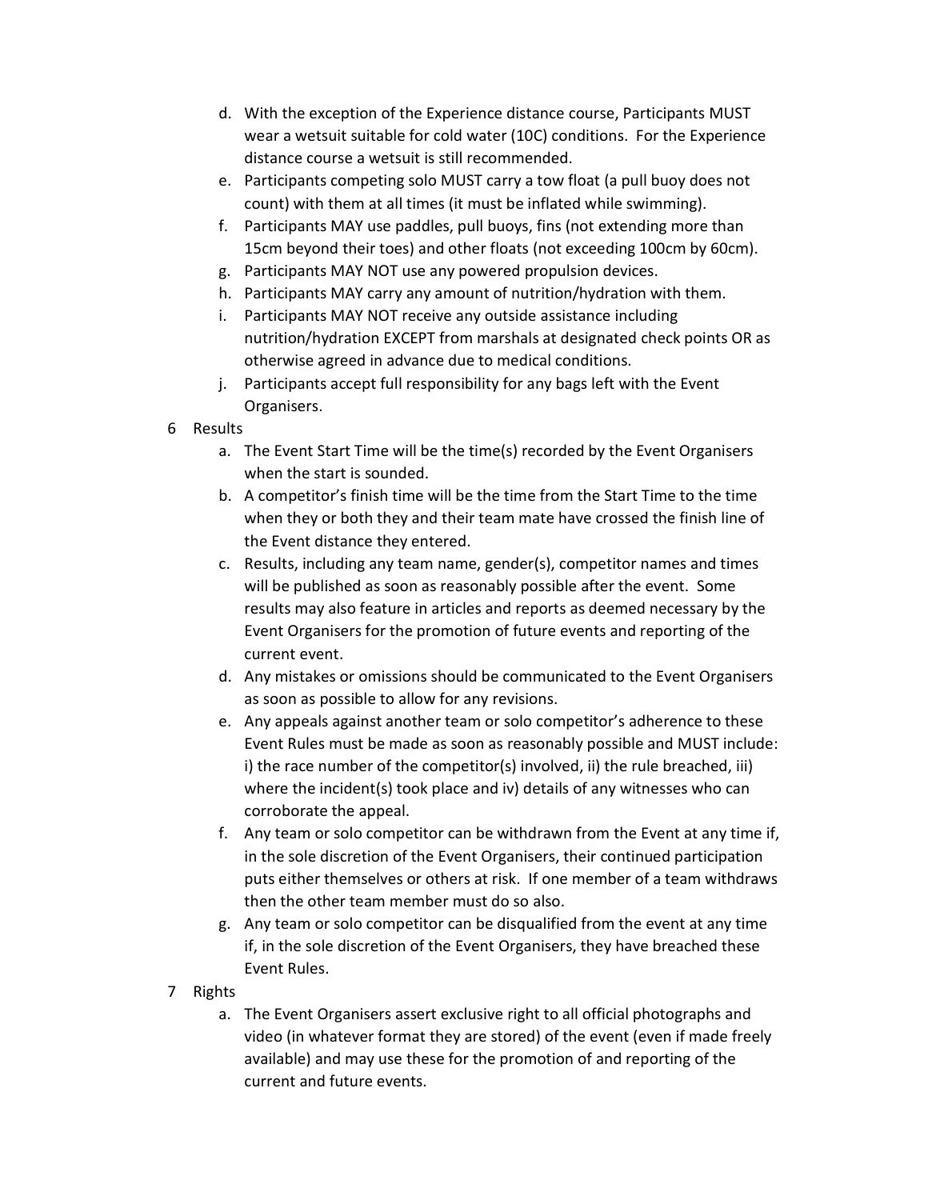d. With the exception of the Experience distance course, Participants MUST wear a wetsuit suitable for cold water (10C) conditions. For the Experience distance course a wetsuit is still recommended.
e. Participants competing solo MUST carry a tow float (a pull buoy does not count) with them at all times (it must be inflated while swimming).
f. Participants MAY use paddles, pull buoys, fins (not extending more than 15cm beyond their toes) and other floats (not exceeding 100cm by 60cm).
g. Participants MAY NOT use any powered propulsion devices.
h. Participants MAY carry any amount of nutrition/hydration with them.
i. Participants MAY NOT receive any outside assistance including nutrition/hydration EXCEPT from marshals at designated check points OR as otherwise agreed in advance due to medical conditions.
j. Participants accept full responsibility for any bags left with the Event Organisers.

6 Results
a. The Event Start Time will be the time(s) recorded by the Event Organisers when the start is sounded.
b. A competitor's finish time will be the time from the Start Time to the time when they or both they and their team mate have crossed the finish line of the Event distance they entered.
c. Results, including any team name, gender(s), competitor names and times will be published as soon as reasonably possible after the event. Some results may also feature in articles and reports as deemed necessary by the Event Organisers for the promotion of future events and reporting of the current event.
d. Any mistakes or omissions should be communicated to the Event Organisers as soon as possible to allow for any revisions.
e. Any appeals against another team or solo competitor's adherence to these Event Rules must be made as soon as reasonably possible and MUST include: i) the race number of the competitor(s) involved, ii) the rule breached, iii) where the incident(s) took place and iv) details of any witnesses who can corroborate the appeal.
f. Any team or solo competitor can be withdrawn from the Event at any time if, in the sole discretion of the Event Organisers, their continued participation puts either themselves or others at risk. If one member of a team withdraws then the other team member must do so also.
g. Any team or solo competitor can be disqualified from the event at any time if, in the sole discretion of the Event Organisers, they have breached these Event Rules.

7 Rights
a. The Event Organisers assert exclusive right to all official photographs and video (in whatever format they are stored) of the event (even if made freely available) and may use these for the promotion of and reporting of the current and future events.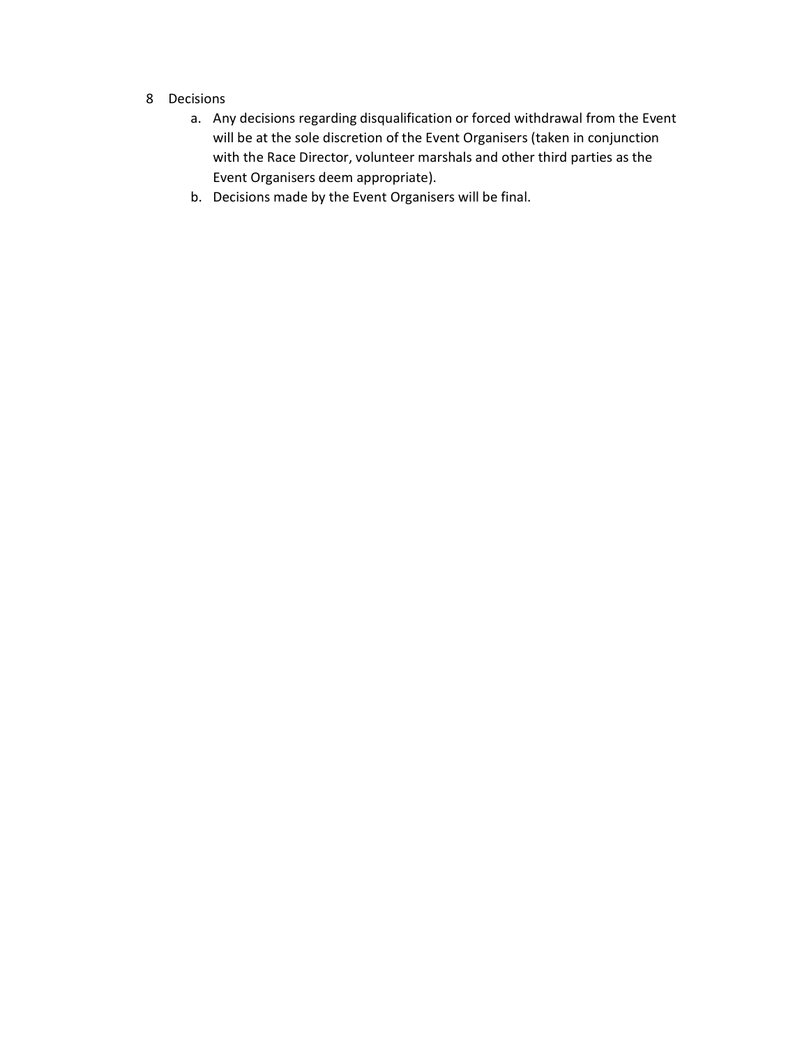8 Decisions

a. Any decisions regarding disqualification or forced withdrawal from the Event will be at the sole discretion of the Event Organisers (taken in conjunction with the Race Director, volunteer marshals and other third parties as the Event Organisers deem appropriate).

b. Decisions made by the Event Organisers will be final.